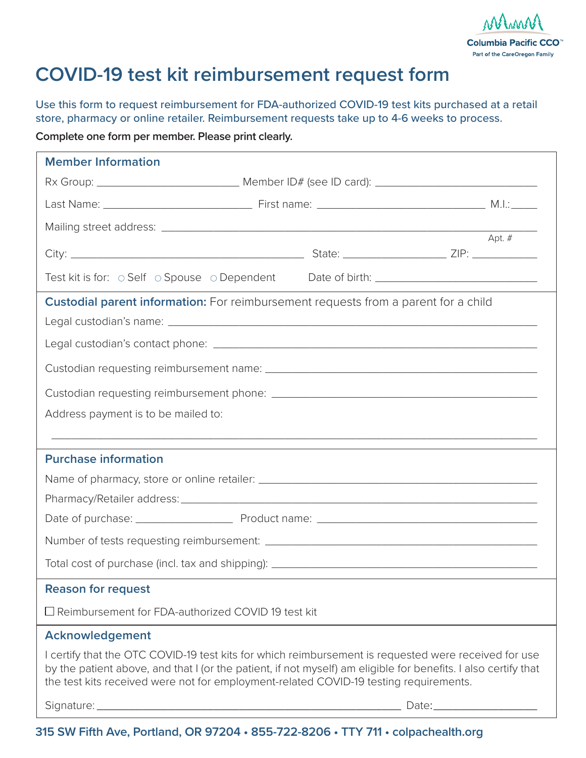Columbia Pacific CCO™
Part of the CareOregon Family

# COVID-19 test kit reimbursement request form

Use this form to request reimbursement for FDA-authorized COVID-19 test kits purchased at a retail store, pharmacy or online retailer. Reimbursement requests take up to 4-6 weeks to process.

**Complete one form per member. Please print clearly.**

## Member Information

Rx Group: ________________________ Member ID# (see ID card): ____________________________

Last Name: __________________________ First name: ______________________________ M.I.:_____

Mailing street address: ______________________________________________________________ Apt. #

City: ________________________________________ State: _________________ ZIP: ___________

Test kit is for: ○ Self ○ Spouse ○ Dependent Date of birth: ____________________________

## Custodial parent information: For reimbursement requests from a parent for a child

Legal custodian's name: ___________________________________________________________

Legal custodian's contact phone: ____________________________________________________

Custodian requesting reimbursement name: ____________________________________________

Custodian requesting reimbursement phone: ____________________________________________

Address payment is to be mailed to:

__________________________________________________________________________

## Purchase information

Name of pharmacy, store or online retailer: ____________________________________________

Pharmacy/Retailer address: _________________________________________________________

Date of purchase: ________________ Product name: ____________________________________

Number of tests requesting reimbursement: ____________________________________________

Total cost of purchase (incl. tax and shipping): _________________________________________

## Reason for request

☐ Reimbursement for FDA-authorized COVID 19 test kit

## Acknowledgement

I certify that the OTC COVID-19 test kits for which reimbursement is requested were received for use by the patient above, and that I (or the patient, if not myself) am eligible for benefits. I also certify that the test kits received were not for employment-related COVID-19 testing requirements.

Signature: _____________________________________________________ Date:_________________

**315 SW Fifth Ave, Portland, OR 97204 • 855-722-8206 • TTY 711 • colpachealth.org**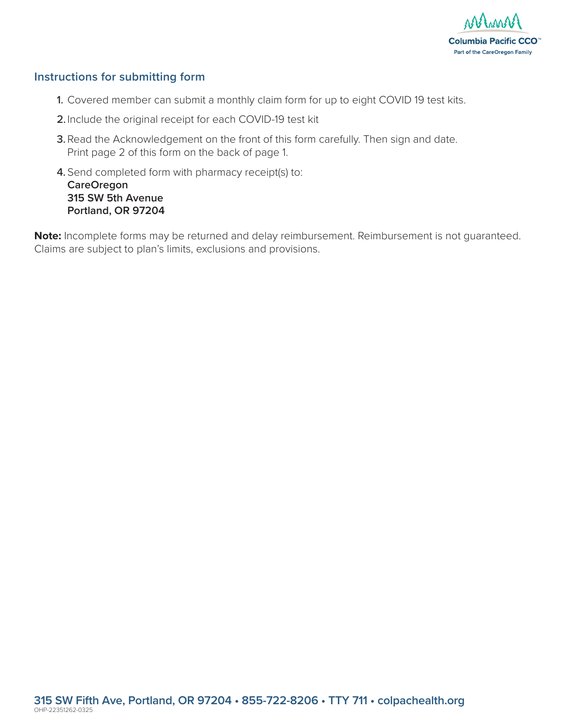## Instructions for submitting form

1. Covered member can submit a monthly claim form for up to eight COVID 19 test kits.
2. Include the original receipt for each COVID-19 test kit
3. Read the Acknowledgement on the front of this form carefully. Then sign and date. Print page 2 of this form on the back of page 1.
4. Send completed form with pharmacy receipt(s) to:
   **CareOregon**
   **315 SW 5th Avenue**
   **Portland, OR 97204**

**Note:** Incomplete forms may be returned and delay reimbursement. Reimbursement is not guaranteed. Claims are subject to plan's limits, exclusions and provisions.

**315 SW Fifth Ave, Portland, OR 97204 • 855-722-8206 • TTY 711 • colpachealth.org**

OHP-22351262-0325